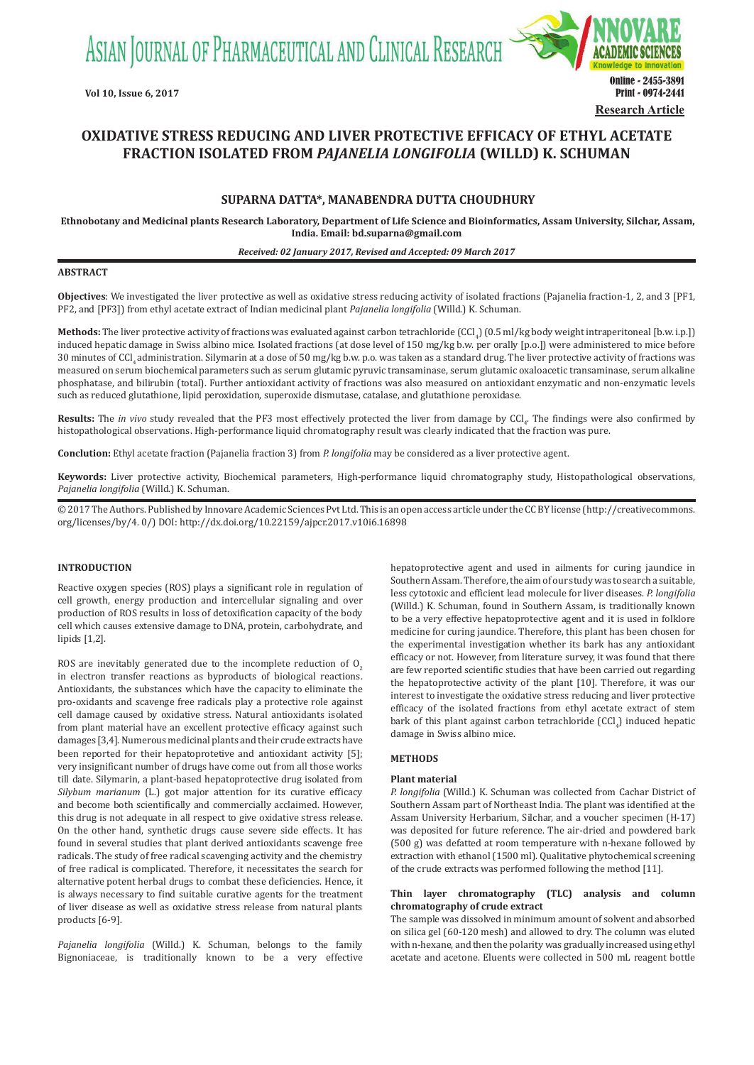Research Article

# OXIDATIVE STRESS REDUCING AND LIVER PROTECTIVE EFFICACY OF ETHYL ACETATE FRACTION ISOLATED FROM *PAJANELIA LONGIFOLIA* (WILLD) K. SCHUMAN

**SUPARNA DATTA\*, MANABENDRA DUTTA CHOUDHURY**

**Ethnobotany and Medicinal plants Research Laboratory, Department of Life Science and Bioinformatics, Assam University, Silchar, Assam, India. Email: bd.suparna@gmail.com**

***Received: 02 January 2017, Revised and Accepted: 09 March 2017***

### ABSTRACT

**Objectives**: We investigated the liver protective as well as oxidative stress reducing activity of isolated fractions (Pajanelia fraction-1, 2, and 3 [PF1, PF2, and [PF3]) from ethyl acetate extract of Indian medicinal plant *Pajanelia longifolia* (Willd.) K. Schuman.

**Methods:** The liver protective activity of fractions was evaluated against carbon tetrachloride ($CCl_4$) (0.5 ml/kg body weight intraperitoneal [b.w. i.p.]) induced hepatic damage in Swiss albino mice. Isolated fractions (at dose level of 150 mg/kg b.w. per orally [p.o.]) were administered to mice before 30 minutes of $CCl_4$ administration. Silymarin at a dose of 50 mg/kg b.w. p.o. was taken as a standard drug. The liver protective activity of fractions was measured on serum biochemical parameters such as serum glutamic pyruvic transaminase, serum glutamic oxaloacetic transaminase, serum alkaline phosphatase, and bilirubin (total). Further antioxidant activity of fractions was also measured on antioxidant enzymatic and non-enzymatic levels such as reduced glutathione, lipid peroxidation, superoxide dismutase, catalase, and glutathione peroxidase.

**Results:** The *in vivo* study revealed that the PF3 most effectively protected the liver from damage by $CCl_4$. The findings were also confirmed by histopathological observations. High-performance liquid chromatography result was clearly indicated that the fraction was pure.

**Conclusion:** Ethyl acetate fraction (Pajanelia fraction 3) from *P. longifolia* may be considered as a liver protective agent.

**Keywords:** Liver protective activity, Biochemical parameters, High-performance liquid chromatography study, Histopathological observations, *Pajanelia longifolia* (Willd.) K. Schuman.

© 2017 The Authors. Published by Innovare Academic Sciences Pvt Ltd. This is an open access article under the CC BY license (http://creativecommons.org/licenses/by/4. 0/) DOI: http://dx.doi.org/10.22159/ajpcr.2017.v10i6.16898

## INTRODUCTION

Reactive oxygen species (ROS) plays a significant role in regulation of cell growth, energy production and intercellular signaling and over production of ROS results in loss of detoxification capacity of the body cell which causes extensive damage to DNA, protein, carbohydrate, and lipids [1,2].

ROS are inevitably generated due to the incomplete reduction of $O_2$ in electron transfer reactions as byproducts of biological reactions. Antioxidants, the substances which have the capacity to eliminate the pro-oxidants and scavenge free radicals play a protective role against cell damage caused by oxidative stress. Natural antioxidants isolated from plant material have an excellent protective efficacy against such damages [3,4]. Numerous medicinal plants and their crude extracts have been reported for their hepatoprotetive and antioxidant activity [5]; very insignificant number of drugs have come out from all those works till date. Silymarin, a plant-based hepatoprotective drug isolated from *Silybum marianum* (L.) got major attention for its curative efficacy and become both scientifically and commercially acclaimed. However, this drug is not adequate in all respect to give oxidative stress release. On the other hand, synthetic drugs cause severe side effects. It has found in several studies that plant derived antioxidants scavenge free radicals. The study of free radical scavenging activity and the chemistry of free radical is complicated. Therefore, it necessitates the search for alternative potent herbal drugs to combat these deficiencies. Hence, it is always necessary to find suitable curative agents for the treatment of liver disease as well as oxidative stress release from natural plants products [6-9].

*Pajanelia longifolia* (Willd.) K. Schuman, belongs to the family Bignoniaceae, is traditionally known to be a very effective hepatoprotective agent and used in ailments for curing jaundice in Southern Assam. Therefore, the aim of our study was to search a suitable, less cytotoxic and efficient lead molecule for liver diseases. *P. longifolia* (Willd.) K. Schuman, found in Southern Assam, is traditionally known to be a very effective hepatoprotective agent and it is used in folklore medicine for curing jaundice. Therefore, this plant has been chosen for the experimental investigation whether its bark has any antioxidant efficacy or not. However, from literature survey, it was found that there are few reported scientific studies that have been carried out regarding the hepatoprotective activity of the plant [10]. Therefore, it was our interest to investigate the oxidative stress reducing and liver protective efficacy of the isolated fractions from ethyl acetate extract of stem bark of this plant against carbon tetrachloride ($CCl_4$) induced hepatic damage in Swiss albino mice.

## METHODS

### Plant material

*P. longifolia* (Willd.) K. Schuman was collected from Cachar District of Southern Assam part of Northeast India. The plant was identified at the Assam University Herbarium, Silchar, and a voucher specimen (H-17) was deposited for future reference. The air-dried and powdered bark (500 g) was defatted at room temperature with n-hexane followed by extraction with ethanol (1500 ml). Qualitative phytochemical screening of the crude extracts was performed following the method [11].

### Thin layer chromatography (TLC) analysis and column chromatography of crude extract

The sample was dissolved in minimum amount of solvent and absorbed on silica gel (60-120 mesh) and allowed to dry. The column was eluted with n-hexane, and then the polarity was gradually increased using ethyl acetate and acetone. Eluents were collected in 500 mL reagent bottle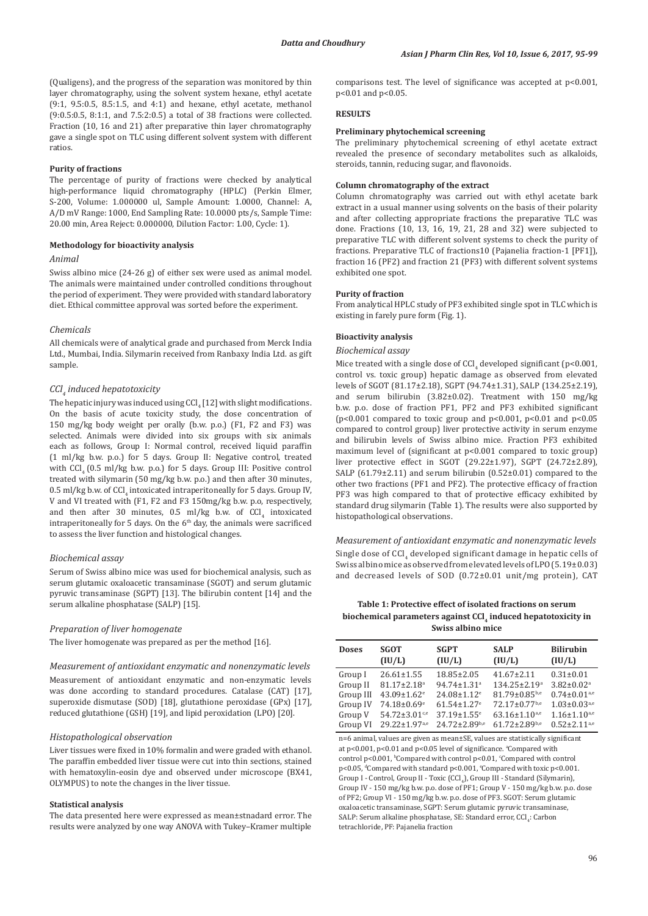(Qualigens), and the progress of the separation was monitored by thin layer chromatography, using the solvent system hexane, ethyl acetate (9:1, 9.5:0.5, 8.5:1.5, and 4:1) and hexane, ethyl acetate, methanol (9:0.5:0.5, 8:1:1, and 7.5:2:0.5) a total of 38 fractions were collected. Fraction (10, 16 and 21) after preparative thin layer chromatography gave a single spot on TLC using different solvent system with different ratios.

**Purity of fractions**

The percentage of purity of fractions were checked by analytical high-performance liquid chromatography (HPLC) (Perkin Elmer, S-200, Volume: 1.000000 ul, Sample Amount: 1.0000, Channel: A, A/D mV Range: 1000, End Sampling Rate: 10.0000 pts/s, Sample Time: 20.00 min, Area Reject: 0.000000, Dilution Factor: 1.00, Cycle: 1).

**Methodology for bioactivity analysis**

*Animal*

Swiss albino mice (24-26 g) of either sex were used as animal model. The animals were maintained under controlled conditions throughout the period of experiment. They were provided with standard laboratory diet. Ethical committee approval was sorted before the experiment.

*Chemicals*

All chemicals were of analytical grade and purchased from Merck India Ltd., Mumbai, India. Silymarin received from Ranbaxy India Ltd. as gift sample.

*$CCl_4$ induced hepatotoxicity*

The hepatic injury was induced using $CCl_4$ [12] with slight modifications. On the basis of acute toxicity study, the dose concentration of 150 mg/kg body weight per orally (b.w. p.o.) (F1, F2 and F3) was selected. Animals were divided into six groups with six animals each as follows, Group I: Normal control, received liquid paraffin (1 ml/kg b.w. p.o.) for 5 days. Group II: Negative control, treated with $CCl_4$ (0.5 ml/kg b.w. p.o.) for 5 days. Group III: Positive control treated with silymarin (50 mg/kg b.w. p.o.) and then after 30 minutes, 0.5 ml/kg b.w. of $CCl_4$ intoxicated intraperitoneally for 5 days. Group IV, V and VI treated with (F1, F2 and F3 150mg/kg b.w. p.o, respectively, and then after 30 minutes, 0.5 ml/kg b.w. of $CCl_4$ intoxicated intraperitoneally for 5 days. On the 6[th] day, the animals were sacrificed to assess the liver function and histological changes.

*Biochemical assay*

Serum of Swiss albino mice was used for biochemical analysis, such as serum glutamic oxaloacetic transaminase (SGOT) and serum glutamic pyruvic transaminase (SGPT) [13]. The bilirubin content [14] and the serum alkaline phosphatase (SALP) [15].

*Preparation of liver homogenate*

The liver homogenate was prepared as per the method [16].

*Measurement of antioxidant enzymatic and nonenzymatic levels*

Measurement of antioxidant enzymatic and non-enzymatic levels was done according to standard procedures. Catalase (CAT) [17], superoxide dismutase (SOD) [18], glutathione peroxidase (GPx) [17], reduced glutathione (GSH) [19], and lipid peroxidation (LPO) [20].

*Histopathological observation*

Liver tissues were fixed in 10% formalin and were graded with ethanol. The paraffin embedded liver tissue were cut into thin sections, stained with hematoxylin-eosin dye and observed under microscope (BX41, OLYMPUS) to note the changes in the liver tissue.

**Statistical analysis**

The data presented here were expressed as mean±stnadard error. The results were analyzed by one way ANOVA with Tukey–Kramer multiple comparisons test. The level of significance was accepted at $p<0.001$, $p<0.01$ and $p<0.05$.

## RESULTS

**Preliminary phytochemical screening**

The preliminary phytochemical screening of ethyl acetate extract revealed the presence of secondary metabolites such as alkaloids, steroids, tannin, reducing sugar, and flavonoids.

**Column chromatography of the extract**

Column chromatography was carried out with ethyl acetate bark extract in a usual manner using solvents on the basis of their polarity and after collecting appropriate fractions the preparative TLC was done. Fractions (10, 13, 16, 19, 21, 28 and 32) were subjected to preparative TLC with different solvent systems to check the purity of fractions. Preparative TLC of fractions10 (Pajanelia fraction-1 [PF1]), fraction 16 (PF2) and fraction 21 (PF3) with different solvent systems exhibited one spot.

**Purity of fraction**

From analytical HPLC study of PF3 exhibited single spot in TLC which is existing in farely pure form (Fig. 1).

**Bioactivity analysis**

*Biochemical assay*

Mice treated with a single dose of $CCl_4$ developed significant ($p<0.001$, control vs. toxic group) hepatic damage as observed from elevated levels of SGOT (81.17±2.18), SGPT (94.74±1.31), SALP (134.25±2.19), and serum bilirubin (3.82±0.02). Treatment with 150 mg/kg b.w. p.o. dose of fraction PF1, PF2 and PF3 exhibited significant ($p<0.001$ compared to toxic group and $p<0.001$, $p<0.01$ and $p<0.05$ compared to control group) liver protective activity in serum enzyme and bilirubin levels of Swiss albino mice. Fraction PF3 exhibited maximum level of (significant at $p<0.001$ compared to toxic group) liver protective effect in SGOT (29.22±1.97), SGPT (24.72±2.89), SALP (61.79±2.11) and serum bilirubin (0.52±0.01) compared to the other two fractions (PF1 and PF2). The protective efficacy of fraction PF3 was high compared to that of protective efficacy exhibited by standard drug silymarin (Table 1). The results were also supported by histopathological observations.

*Measurement of antioxidant enzymatic and nonenzymatic levels*

Single dose of $CCl_4$ developed significant damage in hepatic cells of Swiss albino mice as observed from elevated levels of LPO (5.19±0.03) and decreased levels of SOD (0.72±0.01 unit/mg protein), CAT

**Table 1: Protective effect of isolated fractions on serum biochemical parameters against $CCl_4$ induced hepatotoxicity in Swiss albino mice**

| Doses | SGOT (IU/L) | SGPT (IU/L) | SALP (IU/L) | Bilirubin (IU/L) |
|---|---|---|---|---|
| Group I | 26.61±1.55 | 18.85±2.05 | 41.67±2.11 | 0.31±0.01 |
| Group II | 81.17±2.18[a] | 94.74±1.31[a] | 134.25±2.19[a] | 3.82±0.02[a] |
| Group III | 43.09±1.62[e] | 24.08±1.12[e] | 81.79±0.85[b,e] | 0.74±0.01[a,e] |
| Group IV | 74.18±0.69[e] | 61.54±1.27[e] | 72.17±0.77[b,e] | 1.03±0.03[a,e] |
| Group V | 54.72±3.01[c,e] | 37.19±1.55[e] | 63.16±1.10[a,e] | 1.16±1.10[a,e] |
| Group VI | 29.22±1.97[a,e] | 24.72±2.89[b,e] | 61.72±2.89[b,e] | 0.52±2.11[a,e] |

n=6 animal, values are given as mean±SE, values are statistically significant at $p<0.001$, $p<0.01$ and $p<0.05$ level of significance. [a]Compared with control $p<0.001$, [b]Compared with control $p<0.01$, [c]Compared with control $p<0.05$, [d]Compared with standard $p<0.001$, [e]Compared with toxic $p<0.001$. Group I - Control, Group II - Toxic ($CCl_4$), Group III - Standard (Silymarin), Group IV - 150 mg/kg b.w. p.o. dose of PF1; Group V - 150 mg/kg b.w. p.o. dose of PF2; Group VI - 150 mg/kg b.w. p.o. dose of PF3. SGOT: Serum glutamic oxaloacetic transaminase, SGPT: Serum glutamic pyruvic transaminase, SALP: Serum alkaline phosphatase, SE: Standard error, $CCl_4$: Carbon tetrachloride, PF: Pajanelia fraction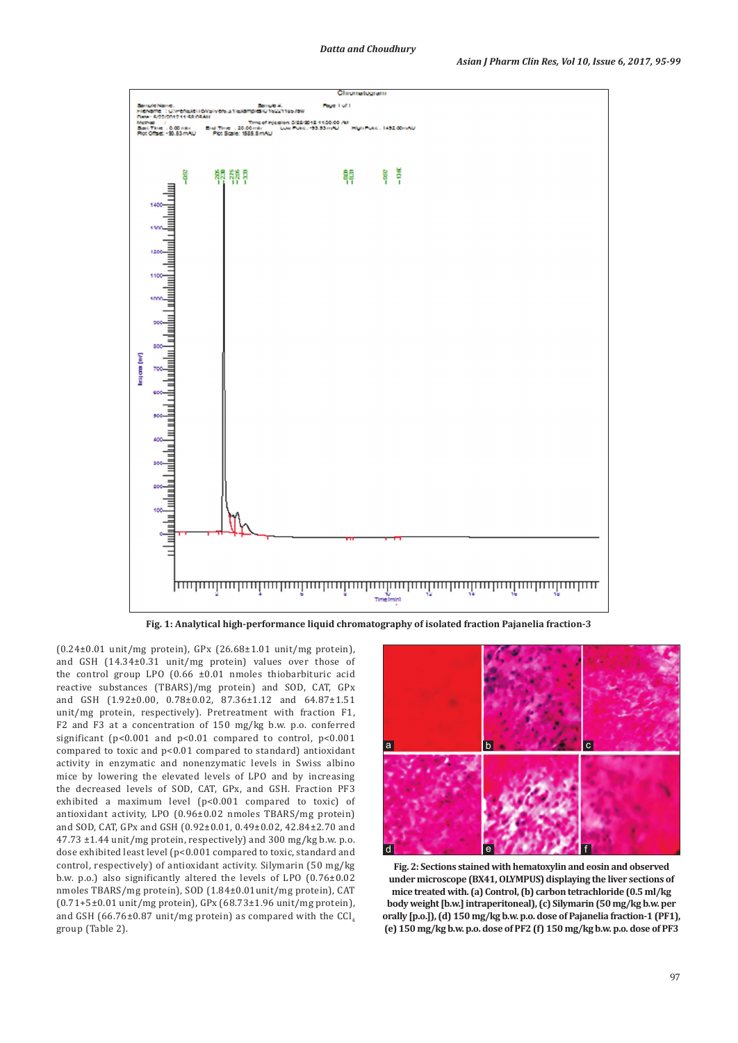Fig. 1: Analytical high-performance liquid chromatography of isolated fraction Pajanelia fraction-3

(0.24±0.01 unit/mg protein), GPx (26.68±1.01 unit/mg protein), and GSH (14.34±0.31 unit/mg protein) values over those of the control group LPO (0.66 ±0.01 nmoles thiobarbituric acid reactive substances (TBARS)/mg protein) and SOD, CAT, GPx and GSH (1.92±0.00, 0.78±0.02, 87.36±1.12 and 64.87±1.51 unit/mg protein, respectively). Pretreatment with fraction F1, F2 and F3 at a concentrated of 150 mg/kg b.w. p.o. conferred significant (p<0.001 and p<0.01 compared to control, p<0.001 compared to toxic and p<0.01 compared to standard) antioxidant activity in enzymatic and nonenzymatic levels in Swiss albino mice by lowering the elevated levels of LPO and by increasing the decreased levels of SOD, CAT, GPx, and GSH. Fraction PF3 exhibited a maximum level (p<0.001 compared to toxic) of antioxidant activity, LPO (0.96±0.02 nmoles TBARS/mg protein) and SOD, CAT, GPx and GSH (0.92±0.01, 0.49±0.02, 42.84±2.70 and 47.73 ±1.44 unit/mg protein, respectively) and 300 mg/kg b.w. p.o. dose exhibited least level (p<0.001 compared to toxic, standard and control, respectively) of antioxidant activity. Silymarin (50 mg/kg b.w. p.o.) also significantly altered the levels of LPO (0.76±0.02 nmoles TBARS/mg protein), SOD (1.84±0.01unit/mg protein), CAT (0.71+5±0.01 unit/mg protein), GPx (68.73±1.96 unit/mg protein), and GSH (66.76±0.87 unit/mg protein) as compared with the $CCl_4$ group (Table 2).

Fig. 2: Sections stained with hematoxylin and eosin and observed under microscope (BX41, OLYMPUS) displaying the liver sections of mice treated with. (a) Control, (b) carbon tetrachloride (0.5 ml/kg body weight [b.w.] intraperitoneal), (c) Silymarin (50 mg/kg b.w. per orally [p.o.]), (d) 150 mg/kg b.w. p.o. dose of Pajanelia fraction-1 (PF1), (e) 150 mg/kg b.w. p.o. dose of PF2 (f) 150 mg/kg b.w. p.o. dose of PF3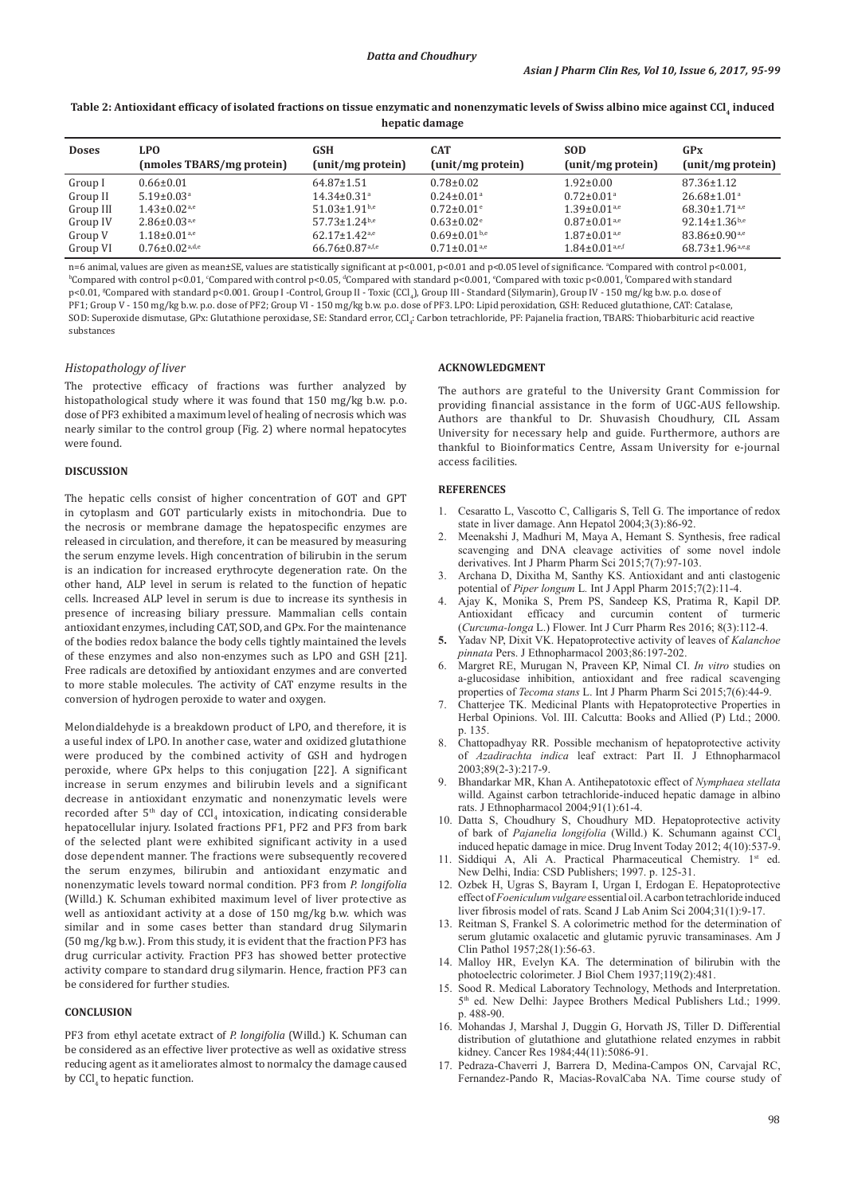**Table 2: Antioxidant efficacy of isolated fractions on tissue enzymatic and nonenzymatic levels of Swiss albino mice against $CCl_4$ induced hepatic damage**

| Doses | LPO (nmoles TBARS/mg protein) | GSH (unit/mg protein) | CAT (unit/mg protein) | SOD (unit/mg protein) | GPx (unit/mg protein) |
|---|---|---|---|---|---|
| Group I | 0.66±0.01 | 64.87±1.51 | 0.78±0.02 | 1.92±0.00 | 87.36±1.12 |
| Group II | 5.19±0.03[a] | 14.34±0.31[a] | 0.24±0.01[a] | 0.72±0.01[a] | 26.68±1.01[a] |
| Group III | 1.43±0.02[a,e] | 51.03±1.91[b,e] | 0.72±0.01[e] | 1.39±0.01[a,e] | 68.30±1.71[a,e] |
| Group IV | 2.86±0.03[a,e] | 57.73±1.24[b,e] | 0.63±0.02[e] | 0.87±0.01[a,e] | 92.14±1.36[b,e] |
| Group V | 1.18±0.01[a,e] | 62.17±1.42[a,e] | 0.69±0.01[b,e] | 1.87±0.01[a,e] | 83.86±0.90[a,e] |
| Group VI | 0.76±0.02[a,d,e] | 66.76±0.87[a,f,e] | 0.71±0.01[a,e] | 1.84±0.01[a,e,f] | 68.73±1.96[a,e,g] |

n=6 animal, values are given as mean±SE, values are statistically significant at p<0.001, p<0.01 and p<0.05 level of significance. [a]Compared with control p<0.001, [b]Compared with control p<0.01, [c]Compared with control p<0.05, [d]Compared with standard p<0.001, [e]Compared with toxic p<0.001, [f]Compared with standard p<0.01, [g]Compared with standard p<0.001. Group I -Control, Group II - Toxic ($CCl_4$), Group III - Standard (Silymarin), Group IV - 150 mg/kg b.w. p.o. dose of PF1; Group V - 150 mg/kg b.w. p.o. dose of PF2; Group VI - 150 mg/kg b.w. p.o. dose of PF3. LPO: Lipid peroxidation, GSH: Reduced glutathione, CAT: Catalase, SOD: Superoxide dismutase, GPx: Glutathione peroxidase, SE: Standard error, $CCl_4$: Carbon tetrachloride, PF: Pajanelia fraction, TBARS: Thiobarbituric acid reactive substances

### *Histopathology of liver*

The protective efficacy of fractions was further analyzed by histopathological study where it was found that 150 mg/kg b.w. p.o. dose of PF3 exhibited a maximum level of healing of necrosis which was nearly similar to the control group (Fig. 2) where normal hepatocytes were found.

## DISCUSSION

The hepatic cells consist of higher concentration of GOT and GPT in cytoplasm and GOT particularly exists in mitochondria. Due to the necrosis or membrane damage the hepatospecific enzymes are released in circulation, and therefore, it can be measured by measuring the serum enzyme levels. High concentration of bilirubin in the serum is an indication for increased erythrocyte degeneration rate. On the other hand, ALP level in serum is related to the function of hepatic cells. Increased ALP level in serum is due to increase its synthesis in presence of increasing biliary pressure. Mammalian cells contain antioxidant enzymes, including CAT, SOD, and GPx. For the maintenance of the bodies redox balance the body cells tightly maintained the levels of these enzymes and also non-enzymes such as LPO and GSH [21]. Free radicals are detoxified by antioxidant enzymes and are converted to more stable molecules. The activity of CAT enzyme results in the conversion of hydrogen peroxide to water and oxygen.

Melondialdehyde is a breakdown product of LPO, and therefore, it is a useful index of LPO. In another case, water and oxidized glutathione were produced by the combined activity of GSH and hydrogen peroxide, where GPx helps to this conjugation [22]. A significant increase in serum enzymes and bilirubin levels and a significant decrease in antioxidant enzymatic and nonenzymatic levels were recorded after 5th day of $CCl_4$ intoxication, indicating considerable hepatocellular injury. Isolated fractions PF1, PF2 and PF3 from bark of the selected plant were exhibited significant activity in a used dose dependent manner. The fractions were subsequently recovered the serum enzymes, bilirubin and antioxidant enzymatic and nonenzymatic levels toward normal condition. PF3 from *P. longifolia* (Willd.) K. Schuman exhibited maximum level of liver protective as well as antioxidant activity at a dose of 150 mg/kg b.w. which was similar and in some cases better than standard drug Silymarin (50 mg/kg b.w.). From this study, it is evident that the fraction PF3 has drug curricular activity. Fraction PF3 has showed better protective activity compare to standard drug silymarin. Hence, fraction PF3 can be considered for further studies.

## CONCLUSION

PF3 from ethyl acetate extract of *P. longifolia* (Willd.) K. Schuman can be considered as an effective liver protective as well as oxidative stress reducing agent as it ameliorates almost to normalcy the damage caused by $CCl_4$ to hepatic function.

## ACKNOWLEDGMENT

The authors are grateful to the University Grant Commission for providing financial assistance in the form of UGC-AUS fellowship. Authors are thankful to Dr. Shuvasish Choudhury, CIL Assam University for necessary help and guide. Furthermore, authors are thankful to Bioinformatics Centre, Assam University for e-journal access facilities.

## REFERENCES

1. Cesaratto L, Vascotto C, Calligaris S, Tell G. The importance of redox state in liver damage. Ann Hepatol 2004;3(3):86-92.
2. Meenakshi J, Madhuri M, Maya A, Hemant S. Synthesis, free radical scavenging and DNA cleavage activities of some novel indole derivatives. Int J Pharm Pharm Sci 2015;7(7):97-103.
3. Archana D, Dixitha M, Santhy KS. Antioxidant and anti clastogenic potential of *Piper longum* L. Int J Appl Pharm 2015;7(2):11-4.
4. Ajay K, Monika S, Prem PS, Sandeep KS, Pratima R, Kapil DP. Antioxidant efficacy and curcumin content of turmeric (*Curcuma-longa* L.) Flower. Int J Curr Pharm Res 2016; 8(3):112-4.
5. Yadav NP, Dixit VK. Hepatoprotective activity of leaves of *Kalanchoe pinnata* Pers. J Ethnopharmacol 2003;86:197-202.
6. Margret RE, Murugan N, Praveen KP, Nimal CI. *In vitro* studies on a-glucosidase inhibition, antioxidant and free radical scavenging properties of *Tecoma stans* L. Int J Pharm Pharm Sci 2015;7(6):44-9.
7. Chatterjee TK. Medicinal Plants with Hepatoprotective Properties in Herbal Opinions. Vol. III. Calcutta: Books and Allied (P) Ltd.; 2000. p. 135.
8. Chattopadhyay RR. Possible mechanism of hepatoprotective activity of *Azadirachta indica* leaf extract: Part II. J Ethnopharmacol 2003;89(2-3):217-9.
9. Bhandarkar MR, Khan A. Antihepatotoxic effect of *Nymphaea stellata* willd. Against carbon tetrachloride-induced hepatic damage in albino rats. J Ethnopharmacol 2004;91(1):61-4.
10. Datta S, Choudhury S, Choudhury MD. Hepatoprotective activity of bark of *Pajanelia longifolia* (Willd.) K. Schumann against $CCl_4$ induced hepatic damage in mice. Drug Invent Today 2012; 4(10):537-9.
11. Siddiqui A, Ali A. Practical Pharmaceutical Chemistry. 1st ed. New Delhi, India: CSD Publishers; 1997. p. 125-31.
12. Ozbek H, Ugras S, Bayram I, Urgan I, Erdogan E. Hepatoprotective effect of *Foeniculum vulgare* essential oil. A carbon tetrachloride induced liver fibrosis model of rats. Scand J Lab Anim Sci 2004;31(1):9-17.
13. Reitman S, Frankel S. A colorimetric method for the determination of serum glutamic oxalacetic and glutamic pyruvic transaminases. Am J Clin Pathol 1957;28(1):56-63.
14. Malloy HR, Evelyn KA. The determination of bilirubin with the photoelectric colorimeter. J Biol Chem 1937;119(2):481.
15. Sood R. Medical Laboratory Technology, Methods and Interpretation. 5th ed. New Delhi: Jaypee Brothers Medical Publishers Ltd.; 1999. p. 488-90.
16. Mohandas J, Marshal J, Duggin G, Horvath JS, Tiller D. Differential distribution of glutathione and glutathione related enzymes in rabbit kidney. Cancer Res 1984;44(11):5086-91.
17. Pedraza-Chaverri J, Barrera D, Medina-Campos ON, Carvajal RC, Fernandez-Pando R, Macias-RovalCaba NA. Time course study of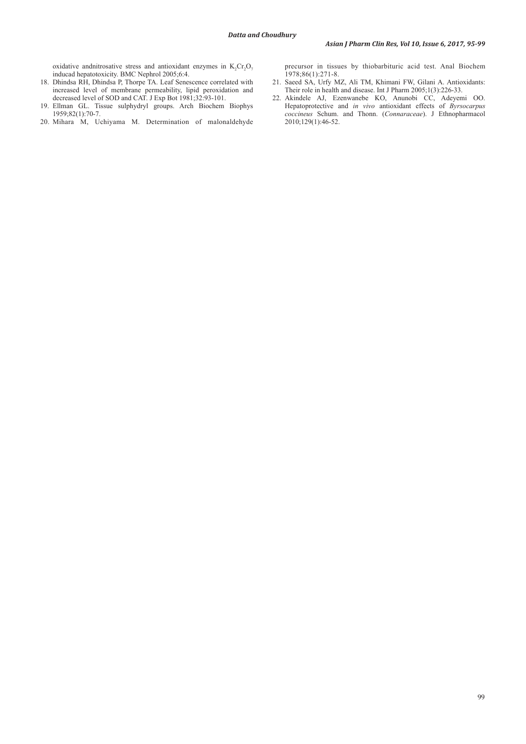oxidative andnitrosative stress and antioxidant enzymes in $K_2Cr_2O_7$ inducad hepatotoxicity. BMC Nephrol 2005;6:4.

18. Dhindsa RH, Dhindsa P, Thorpe TA. Leaf Senescence correlated with increased level of membrane permeability, lipid peroxidation and decreased level of SOD and CAT. J Exp Bot 1981;32:93-101.
19. Ellman GL. Tissue sulphydryl groups. Arch Biochem Biophys 1959;82(1):70-7.
20. Mihara M, Uchiyama M. Determination of malonaldehyde precursor in tissues by thiobarbituric acid test. Anal Biochem 1978;86(1):271-8.
21. Saeed SA, Urfy MZ, Ali TM, Khimani FW, Gilani A. Antioxidants: Their role in health and disease. Int J Pharm 2005;1(3):226-33.
22. Akindele AJ, Ezenwanebe KO, Anunobi CC, Adeyemi OO. Hepatoprotective and *in vivo* antioxidant effects of *Byrsocarpus coccineus* Schum. and Thonn. (*Connaraceae*). J Ethnopharmacol 2010;129(1):46-52.